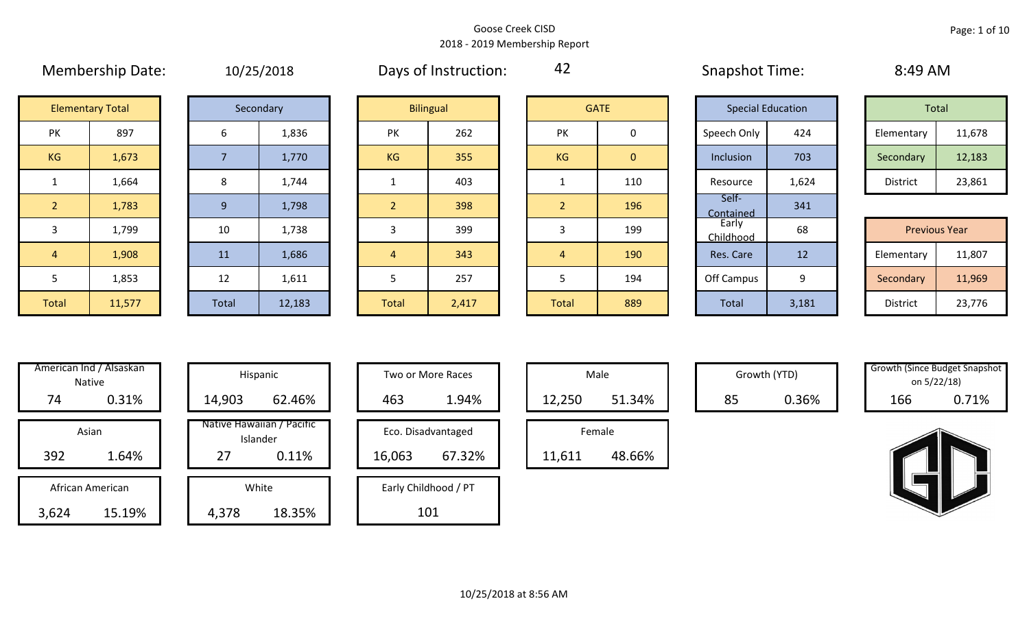Goose Creek CISD
2018 - 2019 Membership Report

Membership Date: 10/25/2018

Days of Instruction: 42

Snapshot Time: 8:49 AM

| Elementary Total | |
|---|---|
| PK | 897 |
| KG | 1,673 |
| 1 | 1,664 |
| 2 | 1,783 |
| 3 | 1,799 |
| 4 | 1,908 |
| 5 | 1,853 |
| Total | 11,577 |

| Secondary | |
|---|---|
| 6 | 1,836 |
| 7 | 1,770 |
| 8 | 1,744 |
| 9 | 1,798 |
| 10 | 1,738 |
| 11 | 1,686 |
| 12 | 1,611 |
| Total | 12,183 |

| Bilingual | |
|---|---|
| PK | 262 |
| KG | 355 |
| 1 | 403 |
| 2 | 398 |
| 3 | 399 |
| 4 | 343 |
| 5 | 257 |
| Total | 2,417 |

| GATE | |
|---|---|
| PK | 0 |
| KG | 0 |
| 1 | 110 |
| 2 | 196 |
| 3 | 199 |
| 4 | 190 |
| 5 | 194 |
| Total | 889 |

| Special Education | |
|---|---|
| Speech Only | 424 |
| Inclusion | 703 |
| Resource | 1,624 |
| Self-Contained | 341 |
| Early Childhood | 68 |
| Res. Care | 12 |
| Off Campus | 9 |
| Total | 3,181 |

| Total | |
|---|---|
| Elementary | 11,678 |
| Secondary | 12,183 |
| District | 23,861 |

| Previous Year | |
|---|---|
| Elementary | 11,807 |
| Secondary | 11,969 |
| District | 23,776 |

| Category | Count | Percent |
|---|---|---|
| American Ind / Alsaskan Native | 74 | 0.31% |
| Asian | 392 | 1.64% |
| African American | 3,624 | 15.19% |
| Hispanic | 14,903 | 62.46% |
| Native Hawaiian / Pacific Islander | 27 | 0.11% |
| White | 4,378 | 18.35% |
| Two or More Races | 463 | 1.94% |
| Eco. Disadvantaged | 16,063 | 67.32% |
| Early Childhood / PT | 101 | |
| Male | 12,250 | 51.34% |
| Female | 11,611 | 48.66% |
| Growth (YTD) | 85 | 0.36% |
| Growth (Since Budget Snapshot on 5/22/18) | 166 | 0.71% |

10/25/2018 at 8:56 AM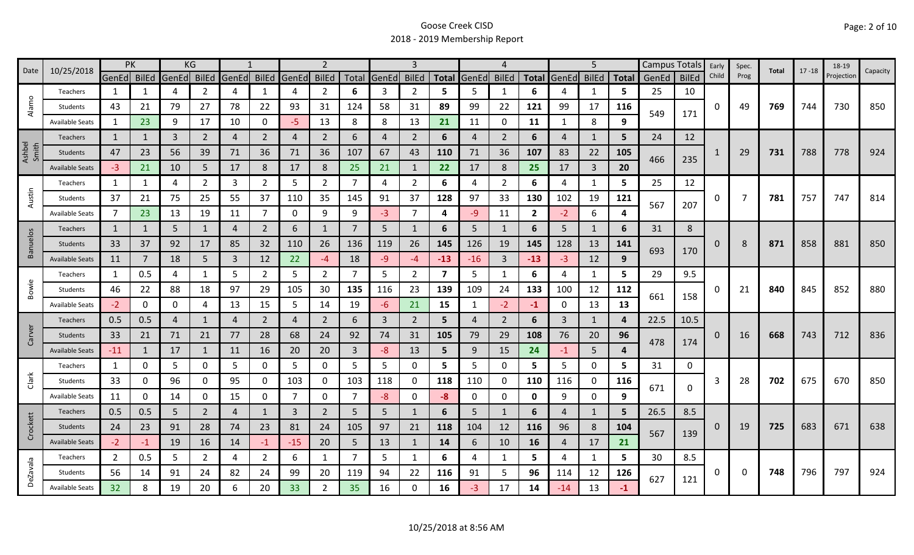# Goose Creek CISD

## 2018 - 2019 Membership Report

| Date | 10/25/2018 | PK | | KG | | 1 | | 2 | | | 3 | | | 4 | | | 5 | | | Campus Totals | | Early Child | Spec. Prog | Total | 17 - 18 | 18-19 Projection | Capacity |
|---|---|---|---|---|---|---|---|---|---|---|---|---|---|---|---|---|---|---|---|---|---|---|---|---|---|---|---|
| | | GenEd | BilEd | GenEd | BilEd | GenEd | BilEd | GenEd | BilEd | Total | GenEd | BilEd | Total | GenEd | BilEd | Total | GenEd | BilEd | Total | GenEd | BilEd | | | | | | |
| Alamo | Teachers | 1 | 1 | 4 | 2 | 4 | 1 | 4 | 2 | 6 | 3 | 2 | 5 | 5 | 1 | 6 | 4 | 1 | 5 | 25 | 10 | 0 | 49 | 769 | 744 | 730 | 850 |
| | Students | 43 | 21 | 79 | 27 | 78 | 22 | 93 | 31 | 124 | 58 | 31 | 89 | 99 | 22 | 121 | 99 | 17 | 116 | 549 | 171 | | | | | | |
| | Available Seats | 1 | 23 | 9 | 17 | 10 | 0 | -5 | 13 | 8 | 8 | 13 | 21 | 11 | 0 | 11 | 1 | 8 | 9 | | | | | | | | |
| Ashbel Smith | Teachers | 1 | 1 | 3 | 2 | 4 | 2 | 4 | 2 | 6 | 4 | 2 | 6 | 4 | 2 | 6 | 4 | 1 | 5 | 24 | 12 | 1 | 29 | 731 | 788 | 778 | 924 |
| | Students | 47 | 23 | 56 | 39 | 71 | 36 | 71 | 36 | 107 | 67 | 43 | 110 | 71 | 36 | 107 | 83 | 22 | 105 | 466 | 235 | | | | | | |
| | Available Seats | -3 | 21 | 10 | 5 | 17 | 8 | 17 | 8 | 25 | 21 | 1 | 22 | 17 | 8 | 25 | 17 | 3 | 20 | | | | | | | | |
| Austin | Teachers | 1 | 1 | 4 | 2 | 3 | 2 | 5 | 2 | 7 | 4 | 2 | 6 | 4 | 2 | 6 | 4 | 1 | 5 | 25 | 12 | 0 | 7 | 781 | 757 | 747 | 814 |
| | Students | 37 | 21 | 75 | 25 | 55 | 37 | 110 | 35 | 145 | 91 | 37 | 128 | 97 | 33 | 130 | 102 | 19 | 121 | 567 | 207 | | | | | | |
| | Available Seats | 7 | 23 | 13 | 19 | 11 | 7 | 0 | 9 | 9 | -3 | 7 | 4 | -9 | 11 | 2 | -2 | 6 | 4 | | | | | | | | |
| Banuelos | Teachers | 1 | 1 | 5 | 1 | 4 | 2 | 6 | 1 | 7 | 5 | 1 | 6 | 5 | 1 | 6 | 5 | 1 | 6 | 31 | 8 | 0 | 8 | 871 | 858 | 881 | 850 |
| | Students | 33 | 37 | 92 | 17 | 85 | 32 | 110 | 26 | 136 | 119 | 26 | 145 | 126 | 19 | 145 | 128 | 13 | 141 | 693 | 170 | | | | | | |
| | Available Seats | 11 | 7 | 18 | 5 | 3 | 12 | 22 | -4 | 18 | -9 | -4 | -13 | -16 | 3 | -13 | -3 | 12 | 9 | | | | | | | | |
| Bowie | Teachers | 1 | 0.5 | 4 | 1 | 5 | 2 | 5 | 2 | 7 | 5 | 2 | 7 | 5 | 1 | 6 | 4 | 1 | 5 | 29 | 9.5 | 0 | 21 | 840 | 845 | 852 | 880 |
| | Students | 46 | 22 | 88 | 18 | 97 | 29 | 105 | 30 | 135 | 116 | 23 | 139 | 109 | 24 | 133 | 100 | 12 | 112 | 661 | 158 | | | | | | |
| | Available Seats | -2 | 0 | 0 | 4 | 13 | 15 | 5 | 14 | 19 | -6 | 21 | 15 | 1 | -2 | -1 | 0 | 13 | 13 | | | | | | | | |
| Carver | Teachers | 0.5 | 0.5 | 4 | 1 | 4 | 2 | 4 | 2 | 6 | 3 | 2 | 5 | 4 | 2 | 6 | 3 | 1 | 4 | 22.5 | 10.5 | 0 | 16 | 668 | 743 | 712 | 836 |
| | Students | 33 | 21 | 71 | 21 | 77 | 28 | 68 | 24 | 92 | 74 | 31 | 105 | 79 | 29 | 108 | 76 | 20 | 96 | 478 | 174 | | | | | | |
| | Available Seats | -11 | 1 | 17 | 1 | 11 | 16 | 20 | 20 | 3 | -8 | 13 | 5 | 9 | 15 | 24 | -1 | 5 | 4 | | | | | | | | |
| Clark | Teachers | 1 | 0 | 5 | 0 | 5 | 0 | 5 | 0 | 5 | 5 | 0 | 5 | 5 | 0 | 5 | 5 | 0 | 5 | 31 | 0 | 3 | 28 | 702 | 675 | 670 | 850 |
| | Students | 33 | 0 | 96 | 0 | 95 | 0 | 103 | 0 | 103 | 118 | 0 | 118 | 110 | 0 | 110 | 116 | 0 | 116 | 671 | 0 | | | | | | |
| | Available Seats | 11 | 0 | 14 | 0 | 15 | 0 | 7 | 0 | 7 | -8 | 0 | -8 | 0 | 0 | 0 | 9 | 0 | 9 | | | | | | | | |
| Crockett | Teachers | 0.5 | 0.5 | 5 | 2 | 4 | 1 | 3 | 2 | 5 | 5 | 1 | 6 | 5 | 1 | 6 | 4 | 1 | 5 | 26.5 | 8.5 | 0 | 19 | 725 | 683 | 671 | 638 |
| | Students | 24 | 23 | 91 | 28 | 74 | 23 | 81 | 24 | 105 | 97 | 21 | 118 | 104 | 12 | 116 | 96 | 8 | 104 | 567 | 139 | | | | | | |
| | Available Seats | -2 | -1 | 19 | 16 | 14 | -1 | -15 | 20 | 5 | 13 | 1 | 14 | 6 | 10 | 16 | 4 | 17 | 21 | | | | | | | | |
| DeZavala | Teachers | 2 | 0.5 | 5 | 2 | 4 | 2 | 6 | 1 | 7 | 5 | 1 | 6 | 4 | 1 | 5 | 4 | 1 | 5 | 30 | 8.5 | 0 | 0 | 748 | 796 | 797 | 924 |
| | Students | 56 | 14 | 91 | 24 | 82 | 24 | 99 | 20 | 119 | 94 | 22 | 116 | 91 | 5 | 96 | 114 | 12 | 126 | 627 | 121 | | | | | | |
| | Available Seats | 32 | 8 | 19 | 20 | 6 | 20 | 33 | 2 | 35 | 16 | 0 | 16 | -3 | 17 | 14 | -14 | 13 | -1 | | | | | | | | |

10/25/2018 at 8:56 AM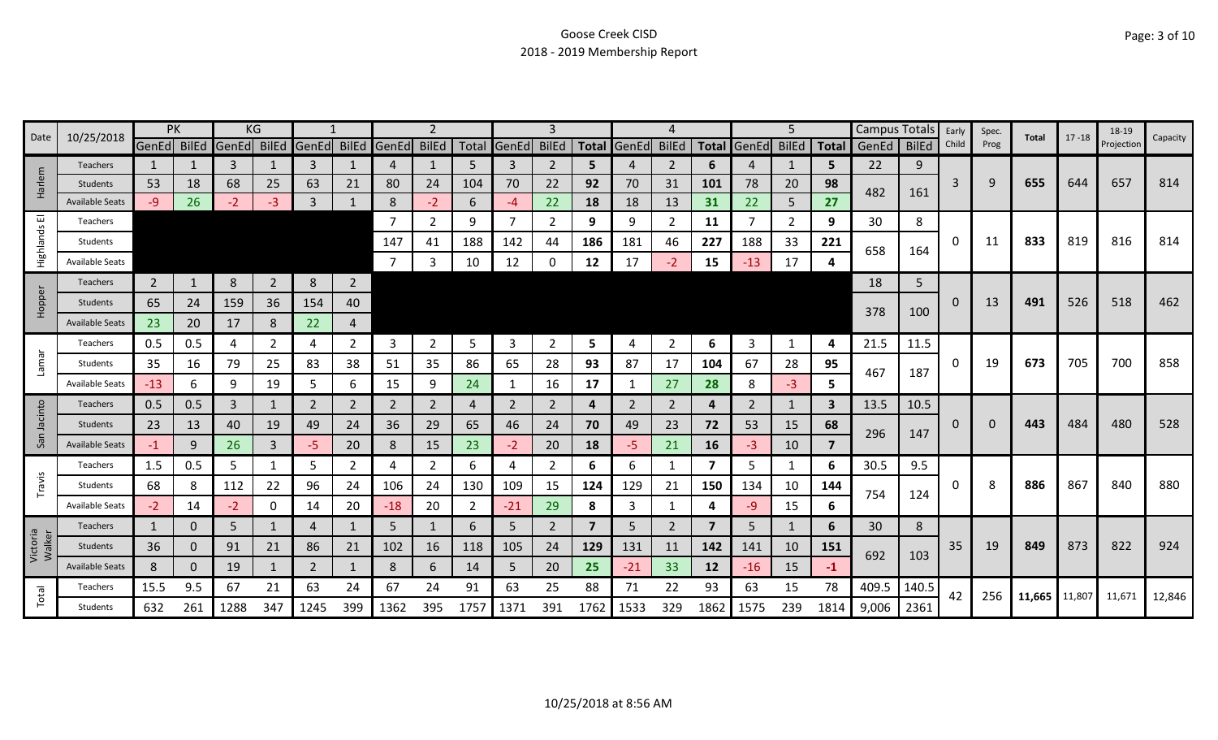Goose Creek CISD
2018 - 2019 Membership Report

| Date | 10/25/2018 | PK | | KG | | 1 | | 2 | | | 3 | | | 4 | | | 5 | | | Campus Totals | | Early Child | Spec. Prog | Total | 17 -18 | 18-19 Projection | Capacity |
|---|---|---|---|---|---|---|---|---|---|---|---|---|---|---|---|---|---|---|---|---|---|---|---|---|---|---|---|
| | | GenEd | BilEd | GenEd | BilEd | GenEd | BilEd | GenEd | BilEd | Total | GenEd | BilEd | Total | GenEd | BilEd | Total | GenEd | BilEd | Total | GenEd | BilEd | | | | | | |
| Harlem | Teachers | 1 | 1 | 3 | 1 | 3 | 1 | 4 | 1 | 5 | 3 | 2 | **5** | 4 | 2 | **6** | 4 | 1 | **5** | 22 | 9 | 3 | 9 | **655** | 644 | 657 | 814 |
| | Students | 53 | 18 | 68 | 25 | 63 | 21 | 80 | 24 | 104 | 70 | 22 | **92** | 70 | 31 | **101** | 78 | 20 | **98** | 482 | 161 | | | | | | |
| | Available Seats | -9 | 26 | -2 | -3 | 3 | 1 | 8 | -2 | 6 | -4 | 22 | **18** | 18 | 13 | **31** | 22 | 5 | **27** | | | | | | | | |
| Highlands El | Teachers | | | | | | | 7 | 2 | 9 | 7 | 2 | **9** | 9 | 2 | **11** | 7 | 2 | **9** | 30 | 8 | 0 | 11 | **833** | 819 | 816 | 814 |
| | Students | | | | | | | 147 | 41 | 188 | 142 | 44 | **186** | 181 | 46 | **227** | 188 | 33 | **221** | 658 | 164 | | | | | | |
| | Available Seats | | | | | | | 7 | 3 | 10 | 12 | 0 | **12** | 17 | -2 | **15** | -13 | 17 | **4** | | | | | | | | |
| Hopper | Teachers | 2 | 1 | 8 | 2 | 8 | 2 | | | | | | | | | | | | | 18 | 5 | 0 | 13 | **491** | 526 | 518 | 462 |
| | Students | 65 | 24 | 159 | 36 | 154 | 40 | | | | | | | | | | | | | 378 | 100 | | | | | | |
| | Available Seats | 23 | 20 | 17 | 8 | 22 | 4 | | | | | | | | | | | | | | | | | | | | |
| Lamar | Teachers | 0.5 | 0.5 | 4 | 2 | 4 | 2 | 3 | 2 | 5 | 3 | 2 | **5** | 4 | 2 | **6** | 3 | 1 | **4** | 21.5 | 11.5 | 0 | 19 | **673** | 705 | 700 | 858 |
| | Students | 35 | 16 | 79 | 25 | 83 | 38 | 51 | 35 | 86 | 65 | 28 | **93** | 87 | 17 | **104** | 67 | 28 | **95** | 467 | 187 | | | | | | |
| | Available Seats | -13 | 6 | 9 | 19 | 5 | 6 | 15 | 9 | 24 | 1 | 16 | **17** | 1 | 27 | **28** | 8 | -3 | **5** | | | | | | | | |
| San Jacinto | Teachers | 0.5 | 0.5 | 3 | 1 | 2 | 2 | 2 | 2 | 4 | 2 | 2 | **4** | 2 | 2 | **4** | 2 | 1 | **3** | 13.5 | 10.5 | 0 | 0 | **443** | 484 | 480 | 528 |
| | Students | 23 | 13 | 40 | 19 | 49 | 24 | 36 | 29 | 65 | 46 | 24 | **70** | 49 | 23 | **72** | 53 | 15 | **68** | 296 | 147 | | | | | | |
| | Available Seats | -1 | 9 | 26 | 3 | -5 | 20 | 8 | 15 | 23 | -2 | 20 | **18** | -5 | 21 | **16** | -3 | 10 | **7** | | | | | | | | |
| Travis | Teachers | 1.5 | 0.5 | 5 | 1 | 5 | 2 | 4 | 2 | 6 | 4 | 2 | **6** | 6 | 1 | **7** | 5 | 1 | **6** | 30.5 | 9.5 | 0 | 8 | **886** | 867 | 840 | 880 |
| | Students | 68 | 8 | 112 | 22 | 96 | 24 | 106 | 24 | 130 | 109 | 15 | **124** | 129 | 21 | **150** | 134 | 10 | **144** | 754 | 124 | | | | | | |
| | Available Seats | -2 | 14 | -2 | 0 | 14 | 20 | -18 | 20 | 2 | -21 | 29 | **8** | 3 | 1 | **4** | -9 | 15 | **6** | | | | | | | | |
| Victoria Walker | Teachers | 1 | 0 | 5 | 1 | 4 | 1 | 5 | 1 | 6 | 5 | 2 | **7** | 5 | 2 | **7** | 5 | 1 | **6** | 30 | 8 | 35 | 19 | **849** | 873 | 822 | 924 |
| | Students | 36 | 0 | 91 | 21 | 86 | 21 | 102 | 16 | 118 | 105 | 24 | **129** | 131 | 11 | **142** | 141 | 10 | **151** | 692 | 103 | | | | | | |
| | Available Seats | 8 | 0 | 19 | 1 | 2 | 1 | 8 | 6 | 14 | 5 | 20 | **25** | -21 | 33 | **12** | -16 | 15 | **-1** | | | | | | | | |
| Total | Teachers | 15.5 | 9.5 | 67 | 21 | 63 | 24 | 67 | 24 | 91 | 63 | 25 | 88 | 71 | 22 | 93 | 63 | 15 | 78 | 409.5 | 140.5 | 42 | 256 | **11,665** | 11,807 | 11,671 | 12,846 |
| | Students | 632 | 261 | 1288 | 347 | 1245 | 399 | 1362 | 395 | 1757 | 1371 | 391 | 1762 | 1533 | 329 | 1862 | 1575 | 239 | 1814 | 9,006 | 2361 | | | | | | |

10/25/2018 at 8:56 AM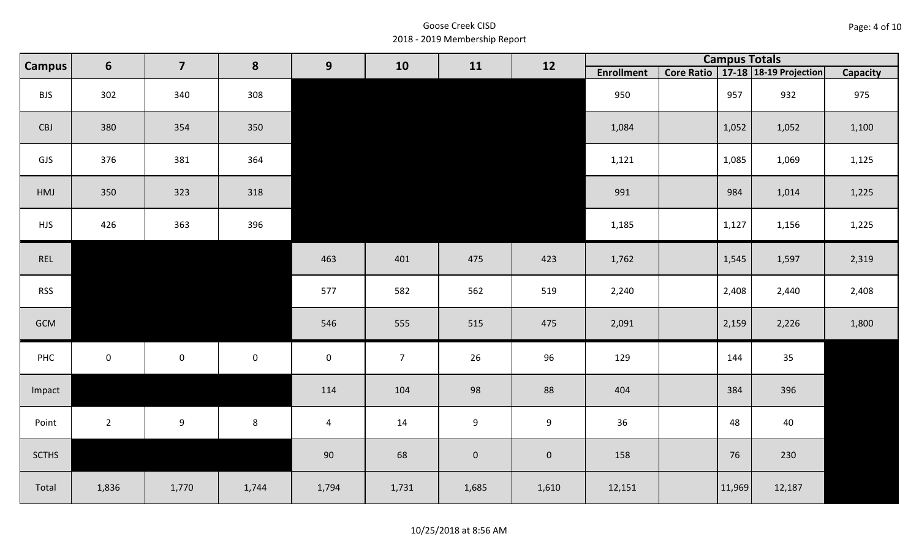Goose Creek CISD
2018 - 2019 Membership Report

| Campus | 6 | 7 | 8 | 9 | 10 | 11 | 12 | Campus Totals | | | | |
|---|---|---|---|---|---|---|---|---|---|---|---|---|
| | | | | | | | | Enrollment | Core Ratio | 17-18 | 18-19 Projection | Capacity |
| BJS | 302 | 340 | 308 | | | | | 950 | | 957 | 932 | 975 |
| CBJ | 380 | 354 | 350 | | | | | 1,084 | | 1,052 | 1,052 | 1,100 |
| GJS | 376 | 381 | 364 | | | | | 1,121 | | 1,085 | 1,069 | 1,125 |
| HMJ | 350 | 323 | 318 | | | | | 991 | | 984 | 1,014 | 1,225 |
| HJS | 426 | 363 | 396 | | | | | 1,185 | | 1,127 | 1,156 | 1,225 |
| REL | | | | 463 | 401 | 475 | 423 | 1,762 | | 1,545 | 1,597 | 2,319 |
| RSS | | | | 577 | 582 | 562 | 519 | 2,240 | | 2,408 | 2,440 | 2,408 |
| GCM | | | | 546 | 555 | 515 | 475 | 2,091 | | 2,159 | 2,226 | 1,800 |
| PHC | 0 | 0 | 0 | 0 | 7 | 26 | 96 | 129 | | 144 | 35 | |
| Impact | | | | 114 | 104 | 98 | 88 | 404 | | 384 | 396 | |
| Point | 2 | 9 | 8 | 4 | 14 | 9 | 9 | 36 | | 48 | 40 | |
| SCTHS | | | | 90 | 68 | 0 | 0 | 158 | | 76 | 230 | |
| Total | 1,836 | 1,770 | 1,744 | 1,794 | 1,731 | 1,685 | 1,610 | 12,151 | | 11,969 | 12,187 | |

10/25/2018 at 8:56 AM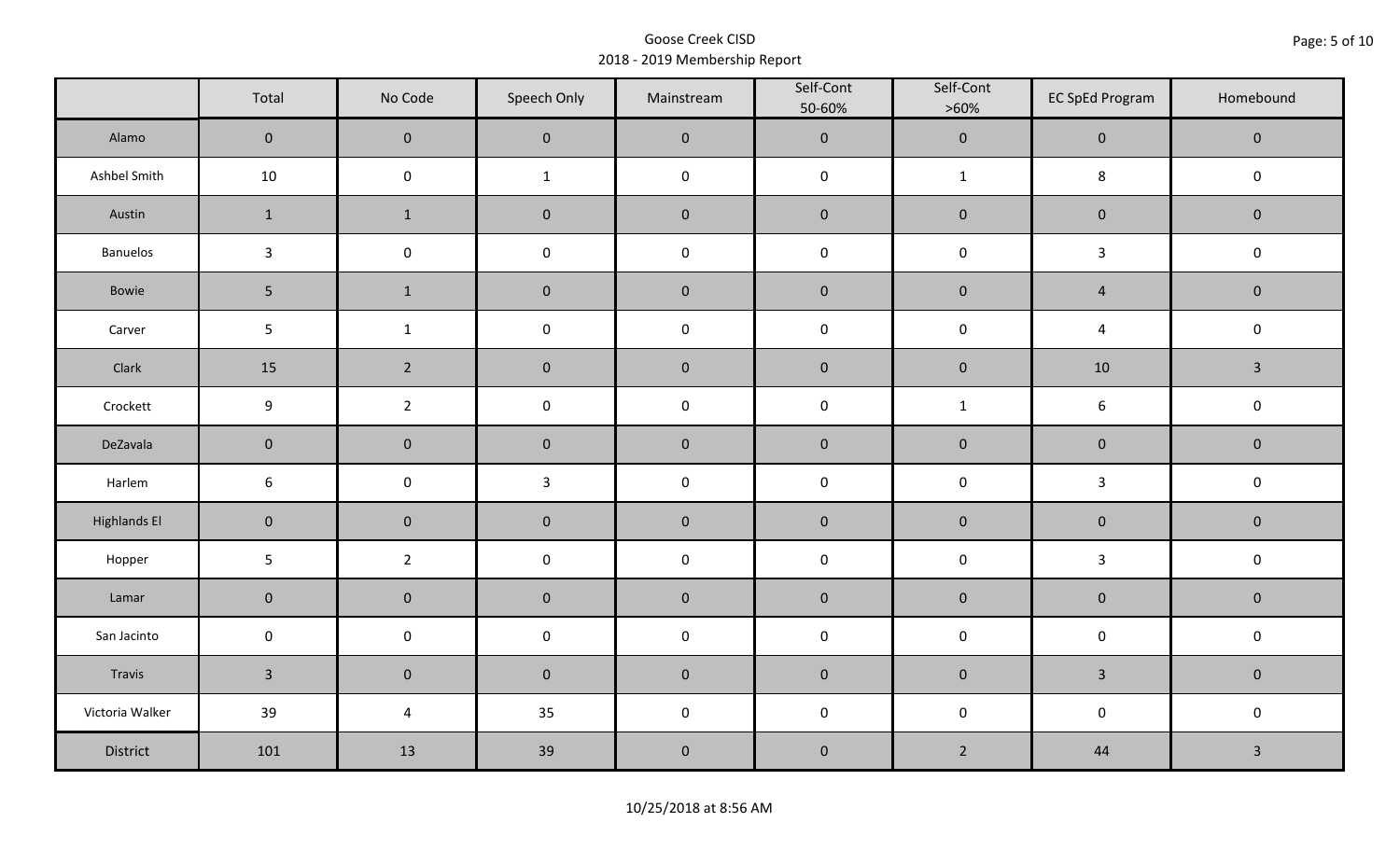Goose Creek CISD
2018 - 2019 Membership Report

| | Total | No Code | Speech Only | Mainstream | Self-Cont 50-60% | Self-Cont >60% | EC SpEd Program | Homebound |
|---|---|---|---|---|---|---|---|---|
| Alamo | 0 | 0 | 0 | 0 | 0 | 0 | 0 | 0 |
| Ashbel Smith | 10 | 0 | 1 | 0 | 0 | 1 | 8 | 0 |
| Austin | 1 | 1 | 0 | 0 | 0 | 0 | 0 | 0 |
| Banuelos | 3 | 0 | 0 | 0 | 0 | 0 | 3 | 0 |
| Bowie | 5 | 1 | 0 | 0 | 0 | 0 | 4 | 0 |
| Carver | 5 | 1 | 0 | 0 | 0 | 0 | 4 | 0 |
| Clark | 15 | 2 | 0 | 0 | 0 | 0 | 10 | 3 |
| Crockett | 9 | 2 | 0 | 0 | 0 | 1 | 6 | 0 |
| DeZavala | 0 | 0 | 0 | 0 | 0 | 0 | 0 | 0 |
| Harlem | 6 | 0 | 3 | 0 | 0 | 0 | 3 | 0 |
| Highlands El | 0 | 0 | 0 | 0 | 0 | 0 | 0 | 0 |
| Hopper | 5 | 2 | 0 | 0 | 0 | 0 | 3 | 0 |
| Lamar | 0 | 0 | 0 | 0 | 0 | 0 | 0 | 0 |
| San Jacinto | 0 | 0 | 0 | 0 | 0 | 0 | 0 | 0 |
| Travis | 3 | 0 | 0 | 0 | 0 | 0 | 3 | 0 |
| Victoria Walker | 39 | 4 | 35 | 0 | 0 | 0 | 0 | 0 |
| District | 101 | 13 | 39 | 0 | 0 | 2 | 44 | 3 |

10/25/2018 at 8:56 AM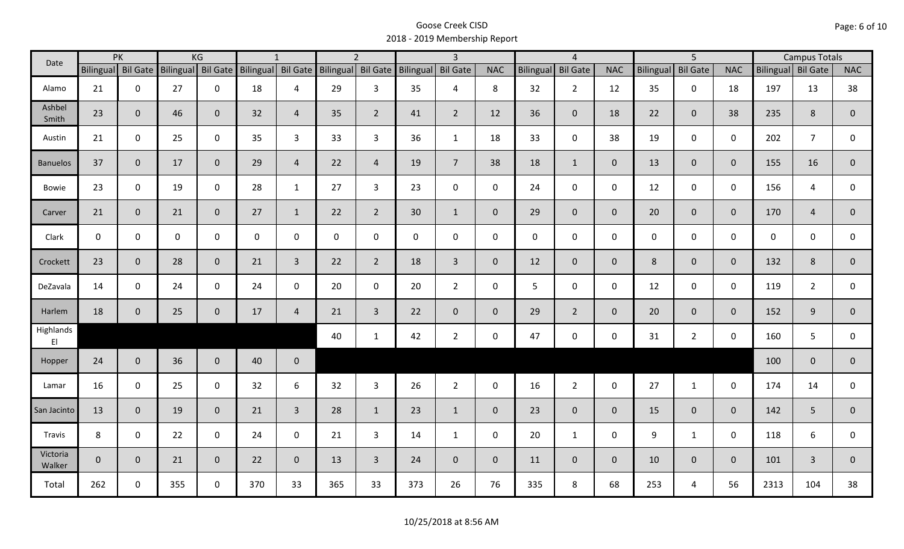# Goose Creek CISD
## 2018 - 2019 Membership Report

| Date | PK | | KG | | 1 | | 2 | | 3 | | | 4 | | | 5 | | | Campus Totals | | |
|---|---|---|---|---|---|---|---|---|---|---|---|---|---|---|---|---|---|---|---|---|
| | Bilingual | Bil Gate | Bilingual | Bil Gate | Bilingual | Bil Gate | Bilingual | Bil Gate | Bilingual | Bil Gate | NAC | Bilingual | Bil Gate | NAC | Bilingual | Bil Gate | NAC | Bilingual | Bil Gate | NAC |
| Alamo | 21 | 0 | 27 | 0 | 18 | 4 | 29 | 3 | 35 | 4 | 8 | 32 | 2 | 12 | 35 | 0 | 18 | 197 | 13 | 38 |
| Ashbel Smith | 23 | 0 | 46 | 0 | 32 | 4 | 35 | 2 | 41 | 2 | 12 | 36 | 0 | 18 | 22 | 0 | 38 | 235 | 8 | 0 |
| Austin | 21 | 0 | 25 | 0 | 35 | 3 | 33 | 3 | 36 | 1 | 18 | 33 | 0 | 38 | 19 | 0 | 0 | 202 | 7 | 0 |
| Banuelos | 37 | 0 | 17 | 0 | 29 | 4 | 22 | 4 | 19 | 7 | 38 | 18 | 1 | 0 | 13 | 0 | 0 | 155 | 16 | 0 |
| Bowie | 23 | 0 | 19 | 0 | 28 | 1 | 27 | 3 | 23 | 0 | 0 | 24 | 0 | 0 | 12 | 0 | 0 | 156 | 4 | 0 |
| Carver | 21 | 0 | 21 | 0 | 27 | 1 | 22 | 2 | 30 | 1 | 0 | 29 | 0 | 0 | 20 | 0 | 0 | 170 | 4 | 0 |
| Clark | 0 | 0 | 0 | 0 | 0 | 0 | 0 | 0 | 0 | 0 | 0 | 0 | 0 | 0 | 0 | 0 | 0 | 0 | 0 | 0 |
| Crockett | 23 | 0 | 28 | 0 | 21 | 3 | 22 | 2 | 18 | 3 | 0 | 12 | 0 | 0 | 8 | 0 | 0 | 132 | 8 | 0 |
| DeZavala | 14 | 0 | 24 | 0 | 24 | 0 | 20 | 0 | 20 | 2 | 0 | 5 | 0 | 0 | 12 | 0 | 0 | 119 | 2 | 0 |
| Harlem | 18 | 0 | 25 | 0 | 17 | 4 | 21 | 3 | 22 | 0 | 0 | 29 | 2 | 0 | 20 | 0 | 0 | 152 | 9 | 0 |
| Highlands El | | | | | | | 40 | 1 | 42 | 2 | 0 | 47 | 0 | 0 | 31 | 2 | 0 | 160 | 5 | 0 |
| Hopper | 24 | 0 | 36 | 0 | 40 | 0 | | | | | | | | | | | | 100 | 0 | 0 |
| Lamar | 16 | 0 | 25 | 0 | 32 | 6 | 32 | 3 | 26 | 2 | 0 | 16 | 2 | 0 | 27 | 1 | 0 | 174 | 14 | 0 |
| San Jacinto | 13 | 0 | 19 | 0 | 21 | 3 | 28 | 1 | 23 | 1 | 0 | 23 | 0 | 0 | 15 | 0 | 0 | 142 | 5 | 0 |
| Travis | 8 | 0 | 22 | 0 | 24 | 0 | 21 | 3 | 14 | 1 | 0 | 20 | 1 | 0 | 9 | 1 | 0 | 118 | 6 | 0 |
| Victoria Walker | 0 | 0 | 21 | 0 | 22 | 0 | 13 | 3 | 24 | 0 | 0 | 11 | 0 | 0 | 10 | 0 | 0 | 101 | 3 | 0 |
| Total | 262 | 0 | 355 | 0 | 370 | 33 | 365 | 33 | 373 | 26 | 76 | 335 | 8 | 68 | 253 | 4 | 56 | 2313 | 104 | 38 |

10/25/2018 at 8:56 AM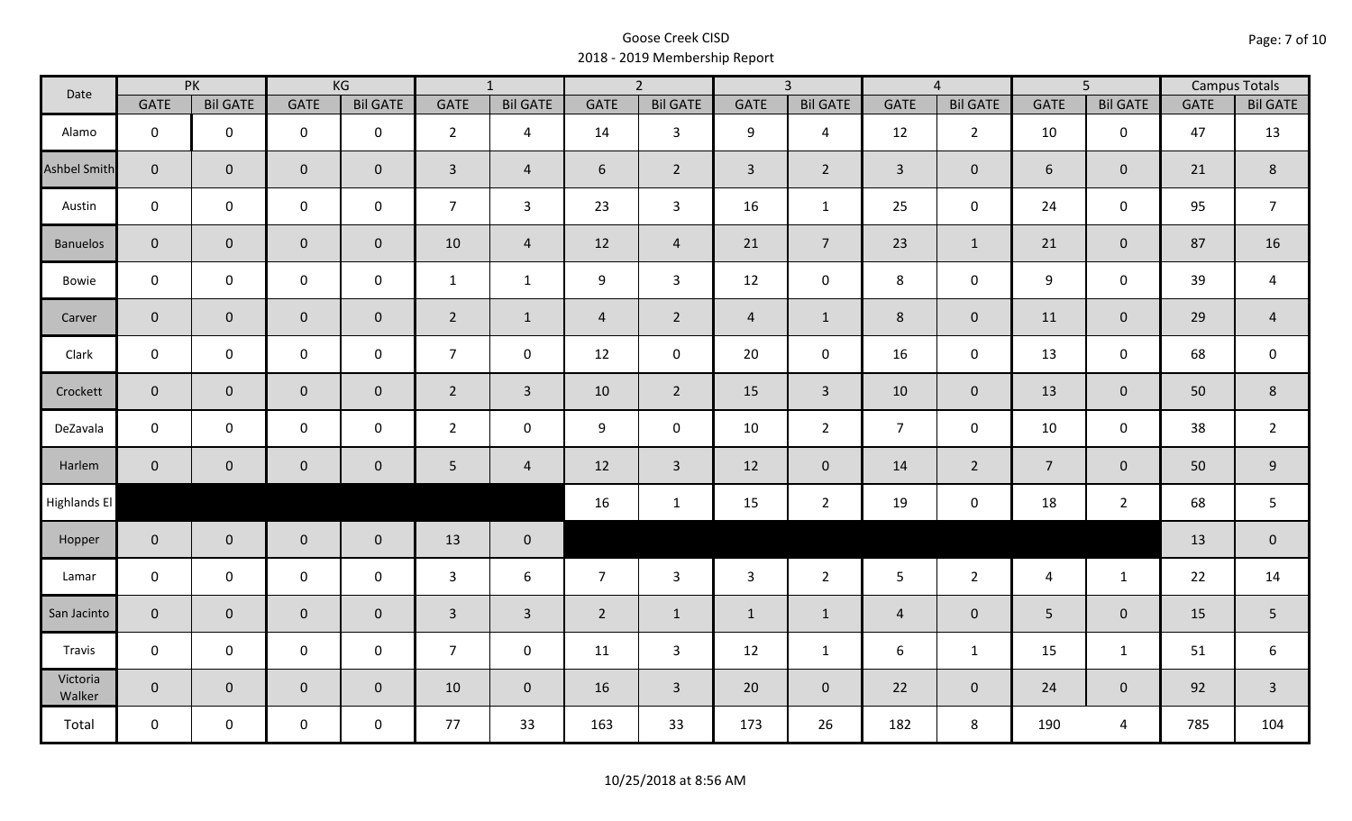# Goose Creek CISD
## 2018 - 2019 Membership Report

| Date | PK | | KG | | 1 | | 2 | | 3 | | 4 | | 5 | | Campus Totals | |
|---|---|---|---|---|---|---|---|---|---|---|---|---|---|---|---|---|
| | GATE | Bil GATE | GATE | Bil GATE | GATE | Bil GATE | GATE | Bil GATE | GATE | Bil GATE | GATE | Bil GATE | GATE | Bil GATE | GATE | Bil GATE |
| Alamo | 0 | 0 | 0 | 0 | 2 | 4 | 14 | 3 | 9 | 4 | 12 | 2 | 10 | 0 | 47 | 13 |
| Ashbel Smith | 0 | 0 | 0 | 0 | 3 | 4 | 6 | 2 | 3 | 2 | 3 | 0 | 6 | 0 | 21 | 8 |
| Austin | 0 | 0 | 0 | 0 | 7 | 3 | 23 | 3 | 16 | 1 | 25 | 0 | 24 | 0 | 95 | 7 |
| Banuelos | 0 | 0 | 0 | 0 | 10 | 4 | 12 | 4 | 21 | 7 | 23 | 1 | 21 | 0 | 87 | 16 |
| Bowie | 0 | 0 | 0 | 0 | 1 | 1 | 9 | 3 | 12 | 0 | 8 | 0 | 9 | 0 | 39 | 4 |
| Carver | 0 | 0 | 0 | 0 | 2 | 1 | 4 | 2 | 4 | 1 | 8 | 0 | 11 | 0 | 29 | 4 |
| Clark | 0 | 0 | 0 | 0 | 7 | 0 | 12 | 0 | 20 | 0 | 16 | 0 | 13 | 0 | 68 | 0 |
| Crockett | 0 | 0 | 0 | 0 | 2 | 3 | 10 | 2 | 15 | 3 | 10 | 0 | 13 | 0 | 50 | 8 |
| DeZavala | 0 | 0 | 0 | 0 | 2 | 0 | 9 | 0 | 10 | 2 | 7 | 0 | 10 | 0 | 38 | 2 |
| Harlem | 0 | 0 | 0 | 0 | 5 | 4 | 12 | 3 | 12 | 0 | 14 | 2 | 7 | 0 | 50 | 9 |
| Highlands El | | | | | | | 16 | 1 | 15 | 2 | 19 | 0 | 18 | 2 | 68 | 5 |
| Hopper | 0 | 0 | 0 | 0 | 13 | 0 | | | | | | | | | 13 | 0 |
| Lamar | 0 | 0 | 0 | 0 | 3 | 6 | 7 | 3 | 3 | 2 | 5 | 2 | 4 | 1 | 22 | 14 |
| San Jacinto | 0 | 0 | 0 | 0 | 3 | 3 | 2 | 1 | 1 | 1 | 4 | 0 | 5 | 0 | 15 | 5 |
| Travis | 0 | 0 | 0 | 0 | 7 | 0 | 11 | 3 | 12 | 1 | 6 | 1 | 15 | 1 | 51 | 6 |
| Victoria Walker | 0 | 0 | 0 | 0 | 10 | 0 | 16 | 3 | 20 | 0 | 22 | 0 | 24 | 0 | 92 | 3 |
| Total | 0 | 0 | 0 | 0 | 77 | 33 | 163 | 33 | 173 | 26 | 182 | 8 | 190 | 4 | 785 | 104 |

10/25/2018 at 8:56 AM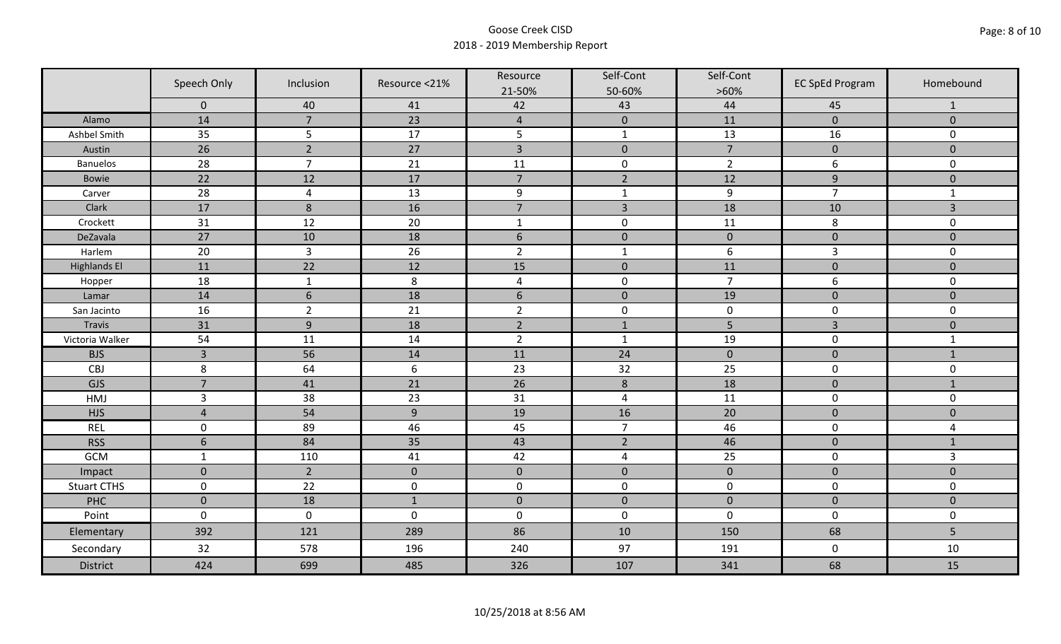# Goose Creek CISD

## 2018 - 2019 Membership Report

| | Speech Only | Inclusion | Resource <21% | Resource 21-50% | Self-Cont 50-60% | Self-Cont >60% | EC SpEd Program | Homebound |
|---|---|---|---|---|---|---|---|---|
| | 0 | 40 | 41 | 42 | 43 | 44 | 45 | 1 |
| Alamo | 14 | 7 | 23 | 4 | 0 | 11 | 0 | 0 |
| Ashbel Smith | 35 | 5 | 17 | 5 | 1 | 13 | 16 | 0 |
| Austin | 26 | 2 | 27 | 3 | 0 | 7 | 0 | 0 |
| Banuelos | 28 | 7 | 21 | 11 | 0 | 2 | 6 | 0 |
| Bowie | 22 | 12 | 17 | 7 | 2 | 12 | 9 | 0 |
| Carver | 28 | 4 | 13 | 9 | 1 | 9 | 7 | 1 |
| Clark | 17 | 8 | 16 | 7 | 3 | 18 | 10 | 3 |
| Crockett | 31 | 12 | 20 | 1 | 0 | 11 | 8 | 0 |
| DeZavala | 27 | 10 | 18 | 6 | 0 | 0 | 0 | 0 |
| Harlem | 20 | 3 | 26 | 2 | 1 | 6 | 3 | 0 |
| Highlands El | 11 | 22 | 12 | 15 | 0 | 11 | 0 | 0 |
| Hopper | 18 | 1 | 8 | 4 | 0 | 7 | 6 | 0 |
| Lamar | 14 | 6 | 18 | 6 | 0 | 19 | 0 | 0 |
| San Jacinto | 16 | 2 | 21 | 2 | 0 | 0 | 0 | 0 |
| Travis | 31 | 9 | 18 | 2 | 1 | 5 | 3 | 0 |
| Victoria Walker | 54 | 11 | 14 | 2 | 1 | 19 | 0 | 1 |
| BJS | 3 | 56 | 14 | 11 | 24 | 0 | 0 | 1 |
| CBJ | 8 | 64 | 6 | 23 | 32 | 25 | 0 | 0 |
| GJS | 7 | 41 | 21 | 26 | 8 | 18 | 0 | 1 |
| HMJ | 3 | 38 | 23 | 31 | 4 | 11 | 0 | 0 |
| HJS | 4 | 54 | 9 | 19 | 16 | 20 | 0 | 0 |
| REL | 0 | 89 | 46 | 45 | 7 | 46 | 0 | 4 |
| RSS | 6 | 84 | 35 | 43 | 2 | 46 | 0 | 1 |
| GCM | 1 | 110 | 41 | 42 | 4 | 25 | 0 | 3 |
| Impact | 0 | 2 | 0 | 0 | 0 | 0 | 0 | 0 |
| Stuart CTHS | 0 | 22 | 0 | 0 | 0 | 0 | 0 | 0 |
| PHC | 0 | 18 | 1 | 0 | 0 | 0 | 0 | 0 |
| Point | 0 | 0 | 0 | 0 | 0 | 0 | 0 | 0 |
| Elementary | 392 | 121 | 289 | 86 | 10 | 150 | 68 | 5 |
| Secondary | 32 | 578 | 196 | 240 | 97 | 191 | 0 | 10 |
| District | 424 | 699 | 485 | 326 | 107 | 341 | 68 | 15 |

10/25/2018 at 8:56 AM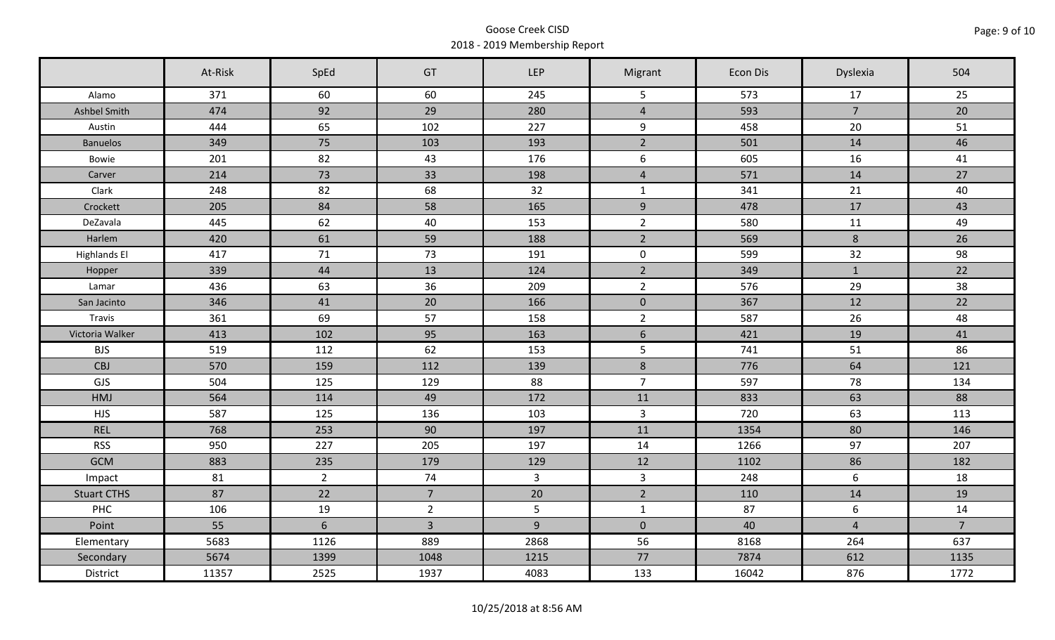Goose Creek CISD
2018 - 2019 Membership Report

| | At-Risk | SpEd | GT | LEP | Migrant | Econ Dis | Dyslexia | 504 |
|---|---|---|---|---|---|---|---|---|
| Alamo | 371 | 60 | 60 | 245 | 5 | 573 | 17 | 25 |
| Ashbel Smith | 474 | 92 | 29 | 280 | 4 | 593 | 7 | 20 |
| Austin | 444 | 65 | 102 | 227 | 9 | 458 | 20 | 51 |
| Banuelos | 349 | 75 | 103 | 193 | 2 | 501 | 14 | 46 |
| Bowie | 201 | 82 | 43 | 176 | 6 | 605 | 16 | 41 |
| Carver | 214 | 73 | 33 | 198 | 4 | 571 | 14 | 27 |
| Clark | 248 | 82 | 68 | 32 | 1 | 341 | 21 | 40 |
| Crockett | 205 | 84 | 58 | 165 | 9 | 478 | 17 | 43 |
| DeZavala | 445 | 62 | 40 | 153 | 2 | 580 | 11 | 49 |
| Harlem | 420 | 61 | 59 | 188 | 2 | 569 | 8 | 26 |
| Highlands El | 417 | 71 | 73 | 191 | 0 | 599 | 32 | 98 |
| Hopper | 339 | 44 | 13 | 124 | 2 | 349 | 1 | 22 |
| Lamar | 436 | 63 | 36 | 209 | 2 | 576 | 29 | 38 |
| San Jacinto | 346 | 41 | 20 | 166 | 0 | 367 | 12 | 22 |
| Travis | 361 | 69 | 57 | 158 | 2 | 587 | 26 | 48 |
| Victoria Walker | 413 | 102 | 95 | 163 | 6 | 421 | 19 | 41 |
| BJS | 519 | 112 | 62 | 153 | 5 | 741 | 51 | 86 |
| CBJ | 570 | 159 | 112 | 139 | 8 | 776 | 64 | 121 |
| GJS | 504 | 125 | 129 | 88 | 7 | 597 | 78 | 134 |
| HMJ | 564 | 114 | 49 | 172 | 11 | 833 | 63 | 88 |
| HJS | 587 | 125 | 136 | 103 | 3 | 720 | 63 | 113 |
| REL | 768 | 253 | 90 | 197 | 11 | 1354 | 80 | 146 |
| RSS | 950 | 227 | 205 | 197 | 14 | 1266 | 97 | 207 |
| GCM | 883 | 235 | 179 | 129 | 12 | 1102 | 86 | 182 |
| Impact | 81 | 2 | 74 | 3 | 3 | 248 | 6 | 18 |
| Stuart CTHS | 87 | 22 | 7 | 20 | 2 | 110 | 14 | 19 |
| PHC | 106 | 19 | 2 | 5 | 1 | 87 | 6 | 14 |
| Point | 55 | 6 | 3 | 9 | 0 | 40 | 4 | 7 |
| Elementary | 5683 | 1126 | 889 | 2868 | 56 | 8168 | 264 | 637 |
| Secondary | 5674 | 1399 | 1048 | 1215 | 77 | 7874 | 612 | 1135 |
| District | 11357 | 2525 | 1937 | 4083 | 133 | 16042 | 876 | 1772 |

10/25/2018 at 8:56 AM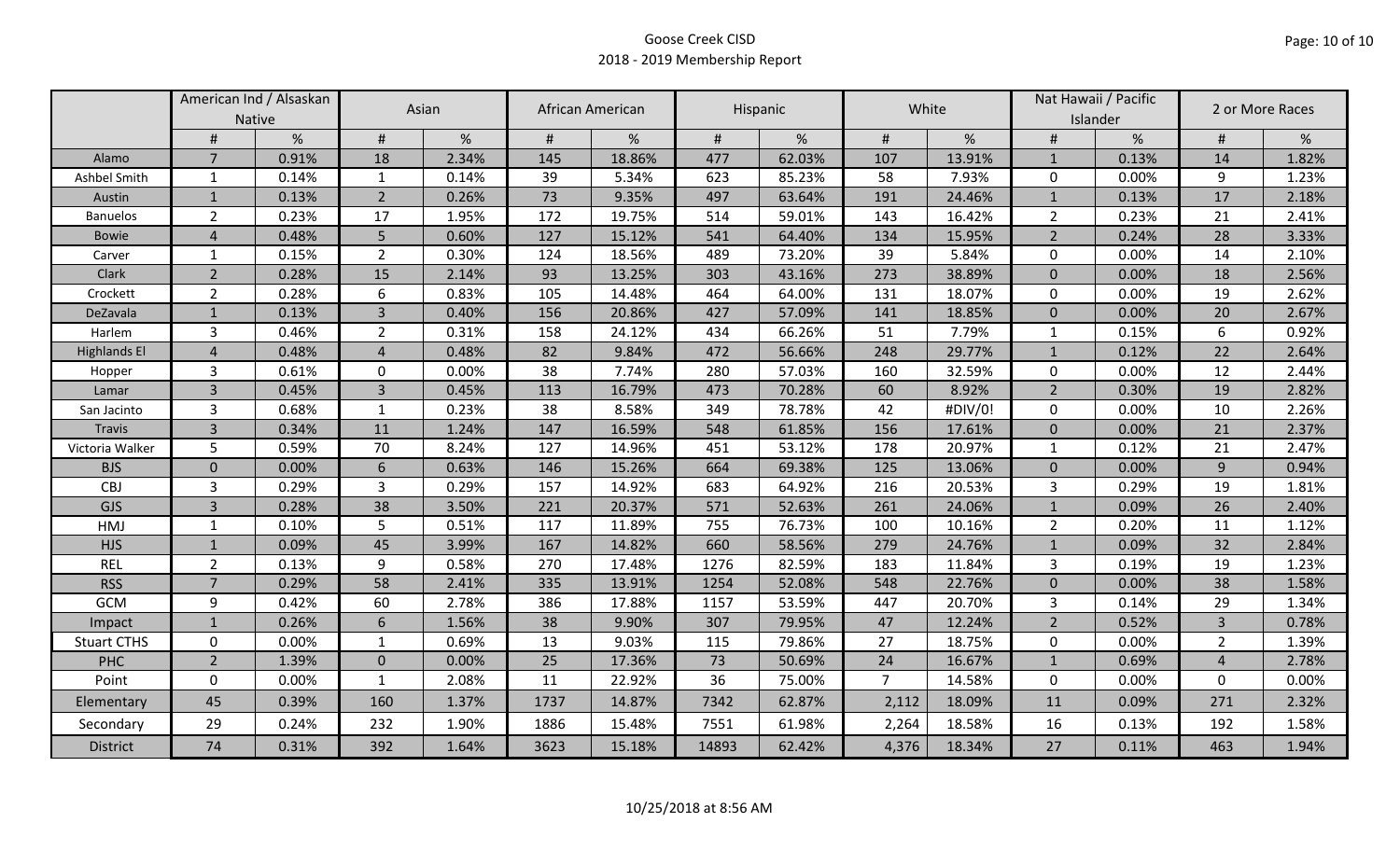Goose Creek CISD

2018 - 2019 Membership Report

| | American Ind / Alsaskan Native | | Asian | | African American | | Hispanic | | White | | Nat Hawaii / Pacific Islander | | 2 or More Races | |
|---|---|---|---|---|---|---|---|---|---|---|---|---|---|---|
| | # | % | # | % | # | % | # | % | # | % | # | % | # | % |
| Alamo | 7 | 0.91% | 18 | 2.34% | 145 | 18.86% | 477 | 62.03% | 107 | 13.91% | 1 | 0.13% | 14 | 1.82% |
| Ashbel Smith | 1 | 0.14% | 1 | 0.14% | 39 | 5.34% | 623 | 85.23% | 58 | 7.93% | 0 | 0.00% | 9 | 1.23% |
| Austin | 1 | 0.13% | 2 | 0.26% | 73 | 9.35% | 497 | 63.64% | 191 | 24.46% | 1 | 0.13% | 17 | 2.18% |
| Banuelos | 2 | 0.23% | 17 | 1.95% | 172 | 19.75% | 514 | 59.01% | 143 | 16.42% | 2 | 0.23% | 21 | 2.41% |
| Bowie | 4 | 0.48% | 5 | 0.60% | 127 | 15.12% | 541 | 64.40% | 134 | 15.95% | 2 | 0.24% | 28 | 3.33% |
| Carver | 1 | 0.15% | 2 | 0.30% | 124 | 18.56% | 489 | 73.20% | 39 | 5.84% | 0 | 0.00% | 14 | 2.10% |
| Clark | 2 | 0.28% | 15 | 2.14% | 93 | 13.25% | 303 | 43.16% | 273 | 38.89% | 0 | 0.00% | 18 | 2.56% |
| Crockett | 2 | 0.28% | 6 | 0.83% | 105 | 14.48% | 464 | 64.00% | 131 | 18.07% | 0 | 0.00% | 19 | 2.62% |
| DeZavala | 1 | 0.13% | 3 | 0.40% | 156 | 20.86% | 427 | 57.09% | 141 | 18.85% | 0 | 0.00% | 20 | 2.67% |
| Harlem | 3 | 0.46% | 2 | 0.31% | 158 | 24.12% | 434 | 66.26% | 51 | 7.79% | 1 | 0.15% | 6 | 0.92% |
| Highlands El | 4 | 0.48% | 4 | 0.48% | 82 | 9.84% | 472 | 56.66% | 248 | 29.77% | 1 | 0.12% | 22 | 2.64% |
| Hopper | 3 | 0.61% | 0 | 0.00% | 38 | 7.74% | 280 | 57.03% | 160 | 32.59% | 0 | 0.00% | 12 | 2.44% |
| Lamar | 3 | 0.45% | 3 | 0.45% | 113 | 16.79% | 473 | 70.28% | 60 | 8.92% | 2 | 0.30% | 19 | 2.82% |
| San Jacinto | 3 | 0.68% | 1 | 0.23% | 38 | 8.58% | 349 | 78.78% | 42 | #DIV/0! | 0 | 0.00% | 10 | 2.26% |
| Travis | 3 | 0.34% | 11 | 1.24% | 147 | 16.59% | 548 | 61.85% | 156 | 17.61% | 0 | 0.00% | 21 | 2.37% |
| Victoria Walker | 5 | 0.59% | 70 | 8.24% | 127 | 14.96% | 451 | 53.12% | 178 | 20.97% | 1 | 0.12% | 21 | 2.47% |
| BJS | 0 | 0.00% | 6 | 0.63% | 146 | 15.26% | 664 | 69.38% | 125 | 13.06% | 0 | 0.00% | 9 | 0.94% |
| CBJ | 3 | 0.29% | 3 | 0.29% | 157 | 14.92% | 683 | 64.92% | 216 | 20.53% | 3 | 0.29% | 19 | 1.81% |
| GJS | 3 | 0.28% | 38 | 3.50% | 221 | 20.37% | 571 | 52.63% | 261 | 24.06% | 1 | 0.09% | 26 | 2.40% |
| HMJ | 1 | 0.10% | 5 | 0.51% | 117 | 11.89% | 755 | 76.73% | 100 | 10.16% | 2 | 0.20% | 11 | 1.12% |
| HJS | 1 | 0.09% | 45 | 3.99% | 167 | 14.82% | 660 | 58.56% | 279 | 24.76% | 1 | 0.09% | 32 | 2.84% |
| REL | 2 | 0.13% | 9 | 0.58% | 270 | 17.48% | 1276 | 82.59% | 183 | 11.84% | 3 | 0.19% | 19 | 1.23% |
| RSS | 7 | 0.29% | 58 | 2.41% | 335 | 13.91% | 1254 | 52.08% | 548 | 22.76% | 0 | 0.00% | 38 | 1.58% |
| GCM | 9 | 0.42% | 60 | 2.78% | 386 | 17.88% | 1157 | 53.59% | 447 | 20.70% | 3 | 0.14% | 29 | 1.34% |
| Impact | 1 | 0.26% | 6 | 1.56% | 38 | 9.90% | 307 | 79.95% | 47 | 12.24% | 2 | 0.52% | 3 | 0.78% |
| Stuart CTHS | 0 | 0.00% | 1 | 0.69% | 13 | 9.03% | 115 | 79.86% | 27 | 18.75% | 0 | 0.00% | 2 | 1.39% |
| PHC | 2 | 1.39% | 0 | 0.00% | 25 | 17.36% | 73 | 50.69% | 24 | 16.67% | 1 | 0.69% | 4 | 2.78% |
| Point | 0 | 0.00% | 1 | 2.08% | 11 | 22.92% | 36 | 75.00% | 7 | 14.58% | 0 | 0.00% | 0 | 0.00% |
| Elementary | 45 | 0.39% | 160 | 1.37% | 1737 | 14.87% | 7342 | 62.87% | 2,112 | 18.09% | 11 | 0.09% | 271 | 2.32% |
| Secondary | 29 | 0.24% | 232 | 1.90% | 1886 | 15.48% | 7551 | 61.98% | 2,264 | 18.58% | 16 | 0.13% | 192 | 1.58% |
| District | 74 | 0.31% | 392 | 1.64% | 3623 | 15.18% | 14893 | 62.42% | 4,376 | 18.34% | 27 | 0.11% | 463 | 1.94% |

10/25/2018 at 8:56 AM